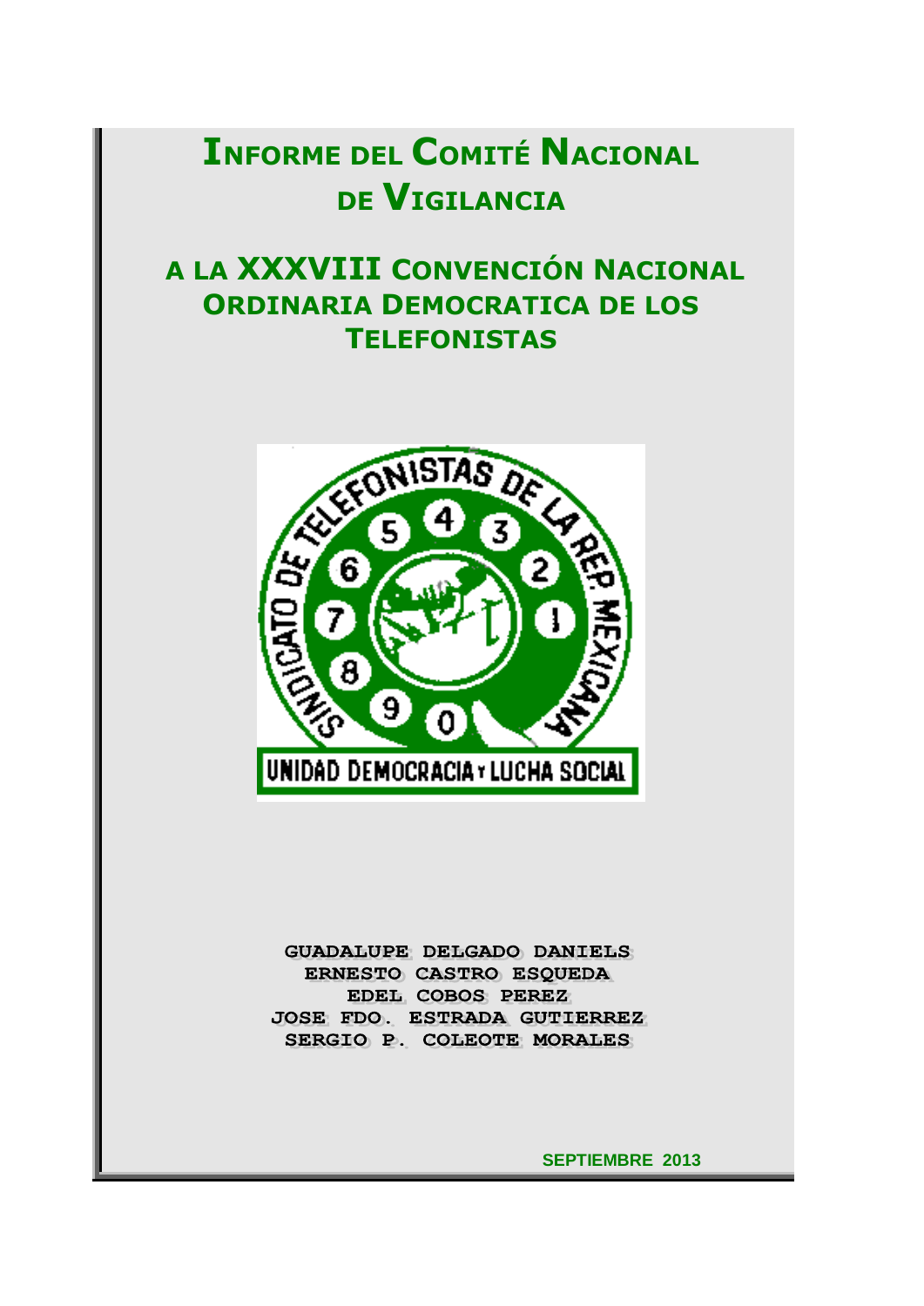# Informe del Comité Nacional de Vigilancia

## a la XXXVIII Convención Nacional Ordinaria Democratica de los Telefonistas

**GUADALUPE DELGADO DANIELS**
**ERNESTO CASTRO ESQUEDA**
**EDEL COBOS PEREZ**
**JOSE FDO. ESTRADA GUTIERREZ**
**SERGIO P. COLEOTE MORALES**

**SEPTIEMBRE 2013**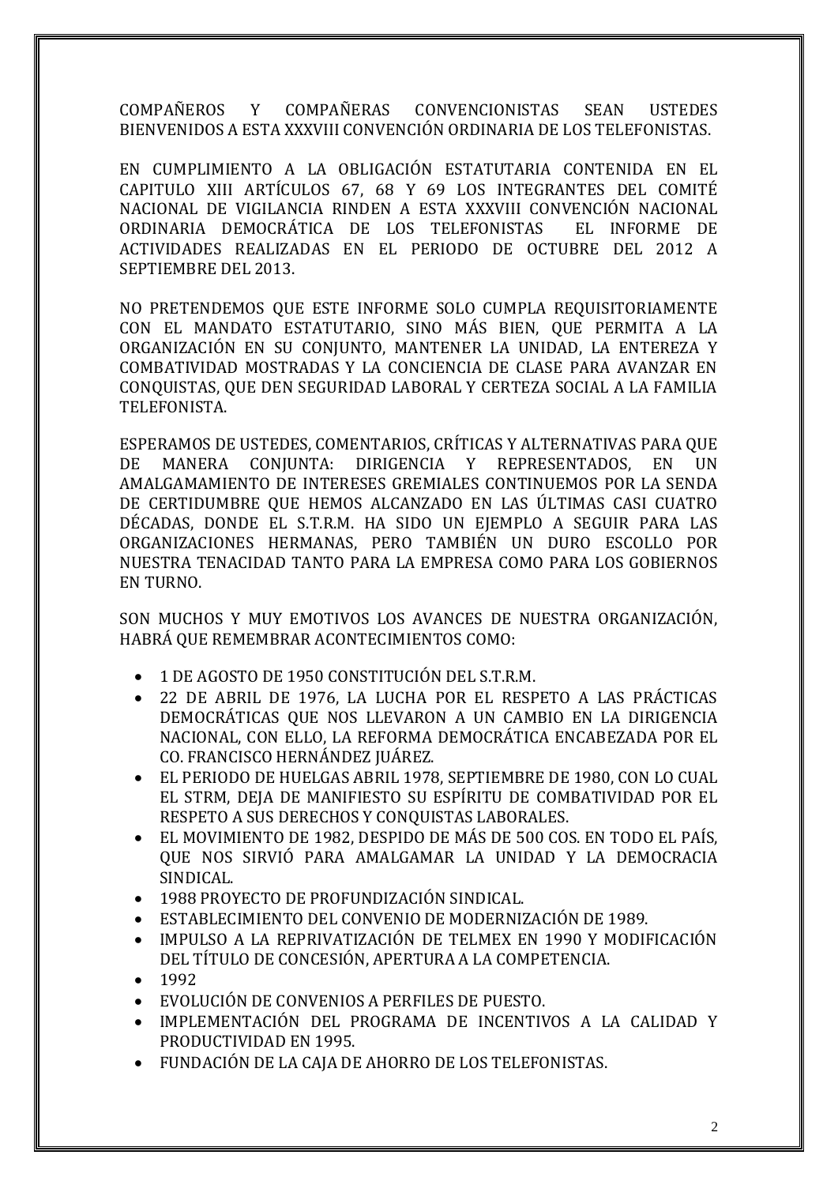COMPAÑEROS Y COMPAÑERAS CONVENCIONISTAS SEAN USTEDES BIENVENIDOS A ESTA XXXVIII CONVENCIÓN ORDINARIA DE LOS TELEFONISTAS.

EN CUMPLIMIENTO A LA OBLIGACIÓN ESTATUTARIA CONTENIDA EN EL CAPITULO XIII ARTÍCULOS 67, 68 Y 69 LOS INTEGRANTES DEL COMITÉ NACIONAL DE VIGILANCIA RINDEN A ESTA XXXVIII CONVENCIÓN NACIONAL ORDINARIA DEMOCRÁTICA DE LOS TELEFONISTAS EL INFORME DE ACTIVIDADES REALIZADAS EN EL PERIODO DE OCTUBRE DEL 2012 A SEPTIEMBRE DEL 2013.

NO PRETENDEMOS QUE ESTE INFORME SOLO CUMPLA REQUISITORIAMENTE CON EL MANDATO ESTATUTARIO, SINO MÁS BIEN, QUE PERMITA A LA ORGANIZACIÓN EN SU CONJUNTO, MANTENER LA UNIDAD, LA ENTEREZA Y COMBATIVIDAD MOSTRADAS Y LA CONCIENCIA DE CLASE PARA AVANZAR EN CONQUISTAS, QUE DEN SEGURIDAD LABORAL Y CERTEZA SOCIAL A LA FAMILIA TELEFONISTA.

ESPERAMOS DE USTEDES, COMENTARIOS, CRÍTICAS Y ALTERNATIVAS PARA QUE DE MANERA CONJUNTA: DIRIGENCIA Y REPRESENTADOS, EN UN AMALGAMAMIENTO DE INTERESES GREMIALES CONTINUEMOS POR LA SENDA DE CERTIDUMBRE QUE HEMOS ALCANZADO EN LAS ÚLTIMAS CASI CUATRO DÉCADAS, DONDE EL S.T.R.M. HA SIDO UN EJEMPLO A SEGUIR PARA LAS ORGANIZACIONES HERMANAS, PERO TAMBIÉN UN DURO ESCOLLO POR NUESTRA TENACIDAD TANTO PARA LA EMPRESA COMO PARA LOS GOBIERNOS EN TURNO.

SON MUCHOS Y MUY EMOTIVOS LOS AVANCES DE NUESTRA ORGANIZACIÓN, HABRÁ QUE REMEMBRAR ACONTECIMIENTOS COMO:

- 1 DE AGOSTO DE 1950 CONSTITUCIÓN DEL S.T.R.M.
- 22 DE ABRIL DE 1976, LA LUCHA POR EL RESPETO A LAS PRÁCTICAS DEMOCRÁTICAS QUE NOS LLEVARON A UN CAMBIO EN LA DIRIGENCIA NACIONAL, CON ELLO, LA REFORMA DEMOCRÁTICA ENCABEZADA POR EL CO. FRANCISCO HERNÁNDEZ JUÁREZ.
- EL PERIODO DE HUELGAS ABRIL 1978, SEPTIEMBRE DE 1980, CON LO CUAL EL STRM, DEJA DE MANIFIESTO SU ESPÍRITU DE COMBATIVIDAD POR EL RESPETO A SUS DERECHOS Y CONQUISTAS LABORALES.
- EL MOVIMIENTO DE 1982, DESPIDO DE MÁS DE 500 COS. EN TODO EL PAÍS, QUE NOS SIRVIÓ PARA AMALGAMAR LA UNIDAD Y LA DEMOCRACIA SINDICAL.
- 1988 PROYECTO DE PROFUNDIZACIÓN SINDICAL.
- ESTABLECIMIENTO DEL CONVENIO DE MODERNIZACIÓN DE 1989.
- IMPULSO A LA REPRIVATIZACIÓN DE TELMEX EN 1990 Y MODIFICACIÓN DEL TÍTULO DE CONCESIÓN, APERTURA A LA COMPETENCIA.
- 1992
- EVOLUCIÓN DE CONVENIOS A PERFILES DE PUESTO.
- IMPLEMENTACIÓN DEL PROGRAMA DE INCENTIVOS A LA CALIDAD Y PRODUCTIVIDAD EN 1995.
- FUNDACIÓN DE LA CAJA DE AHORRO DE LOS TELEFONISTAS.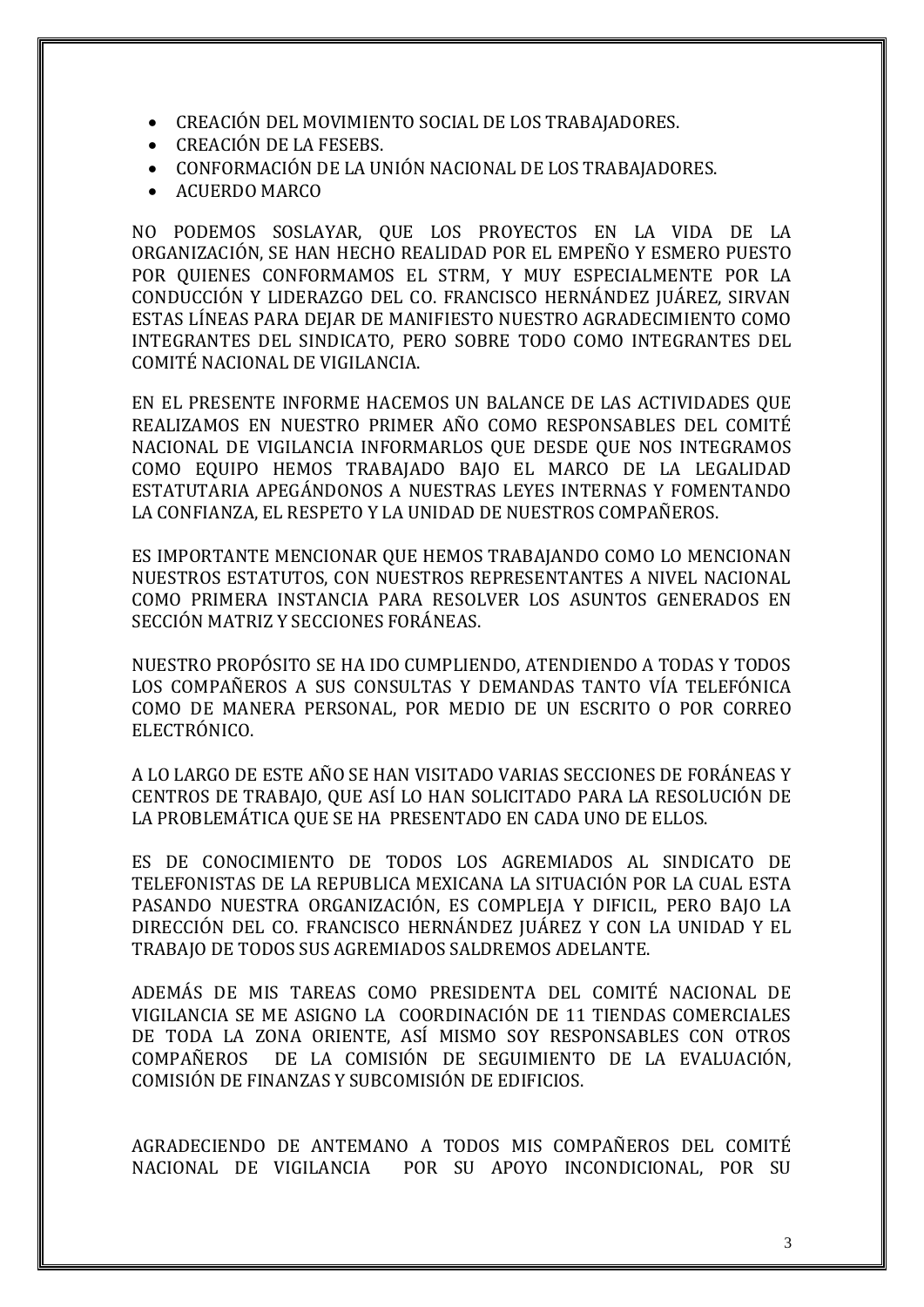- CREACIÓN DEL MOVIMIENTO SOCIAL DE LOS TRABAJADORES.
- CREACIÓN DE LA FESEBS.
- CONFORMACIÓN DE LA UNIÓN NACIONAL DE LOS TRABAJADORES.
- ACUERDO MARCO

NO PODEMOS SOSLAYAR, QUE LOS PROYECTOS EN LA VIDA DE LA ORGANIZACIÓN, SE HAN HECHO REALIDAD POR EL EMPEÑO Y ESMERO PUESTO POR QUIENES CONFORMAMOS EL STRM, Y MUY ESPECIALMENTE POR LA CONDUCCIÓN Y LIDERAZGO DEL CO. FRANCISCO HERNÁNDEZ JUÁREZ, SIRVAN ESTAS LÍNEAS PARA DEJAR DE MANIFIESTO NUESTRO AGRADECIMIENTO COMO INTEGRANTES DEL SINDICATO, PERO SOBRE TODO COMO INTEGRANTES DEL COMITÉ NACIONAL DE VIGILANCIA.

EN EL PRESENTE INFORME HACEMOS UN BALANCE DE LAS ACTIVIDADES QUE REALIZAMOS EN NUESTRO PRIMER AÑO COMO RESPONSABLES DEL COMITÉ NACIONAL DE VIGILANCIA INFORMARLOS QUE DESDE QUE NOS INTEGRAMOS COMO EQUIPO HEMOS TRABAJADO BAJO EL MARCO DE LA LEGALIDAD ESTATUTARIA APEGÁNDONOS A NUESTRAS LEYES INTERNAS Y FOMENTANDO LA CONFIANZA, EL RESPETO Y LA UNIDAD DE NUESTROS COMPAÑEROS.

ES IMPORTANTE MENCIONAR QUE HEMOS TRABAJANDO COMO LO MENCIONAN NUESTROS ESTATUTOS, CON NUESTROS REPRESENTANTES A NIVEL NACIONAL COMO PRIMERA INSTANCIA PARA RESOLVER LOS ASUNTOS GENERADOS EN SECCIÓN MATRIZ Y SECCIONES FORÁNEAS.

NUESTRO PROPÓSITO SE HA IDO CUMPLIENDO, ATENDIENDO A TODAS Y TODOS LOS COMPAÑEROS A SUS CONSULTAS Y DEMANDAS TANTO VÍA TELEFÓNICA COMO DE MANERA PERSONAL, POR MEDIO DE UN ESCRITO O POR CORREO ELECTRÓNICO.

A LO LARGO DE ESTE AÑO SE HAN VISITADO VARIAS SECCIONES DE FORÁNEAS Y CENTROS DE TRABAJO, QUE ASÍ LO HAN SOLICITADO PARA LA RESOLUCIÓN DE LA PROBLEMÁTICA QUE SE HA PRESENTADO EN CADA UNO DE ELLOS.

ES DE CONOCIMIENTO DE TODOS LOS AGREMIADOS AL SINDICATO DE TELEFONISTAS DE LA REPUBLICA MEXICANA LA SITUACIÓN POR LA CUAL ESTA PASANDO NUESTRA ORGANIZACIÓN, ES COMPLEJA Y DIFICIL, PERO BAJO LA DIRECCIÓN DEL CO. FRANCISCO HERNÁNDEZ JUÁREZ Y CON LA UNIDAD Y EL TRABAJO DE TODOS SUS AGREMIADOS SALDREMOS ADELANTE.

ADEMÁS DE MIS TAREAS COMO PRESIDENTA DEL COMITÉ NACIONAL DE VIGILANCIA SE ME ASIGNO LA COORDINACIÓN DE 11 TIENDAS COMERCIALES DE TODA LA ZONA ORIENTE, ASÍ MISMO SOY RESPONSABLES CON OTROS COMPAÑEROS DE LA COMISIÓN DE SEGUIMIENTO DE LA EVALUACIÓN, COMISIÓN DE FINANZAS Y SUBCOMISIÓN DE EDIFICIOS.

AGRADECIENDO DE ANTEMANO A TODOS MIS COMPAÑEROS DEL COMITÉ NACIONAL DE VIGILANCIA POR SU APOYO INCONDICIONAL, POR SU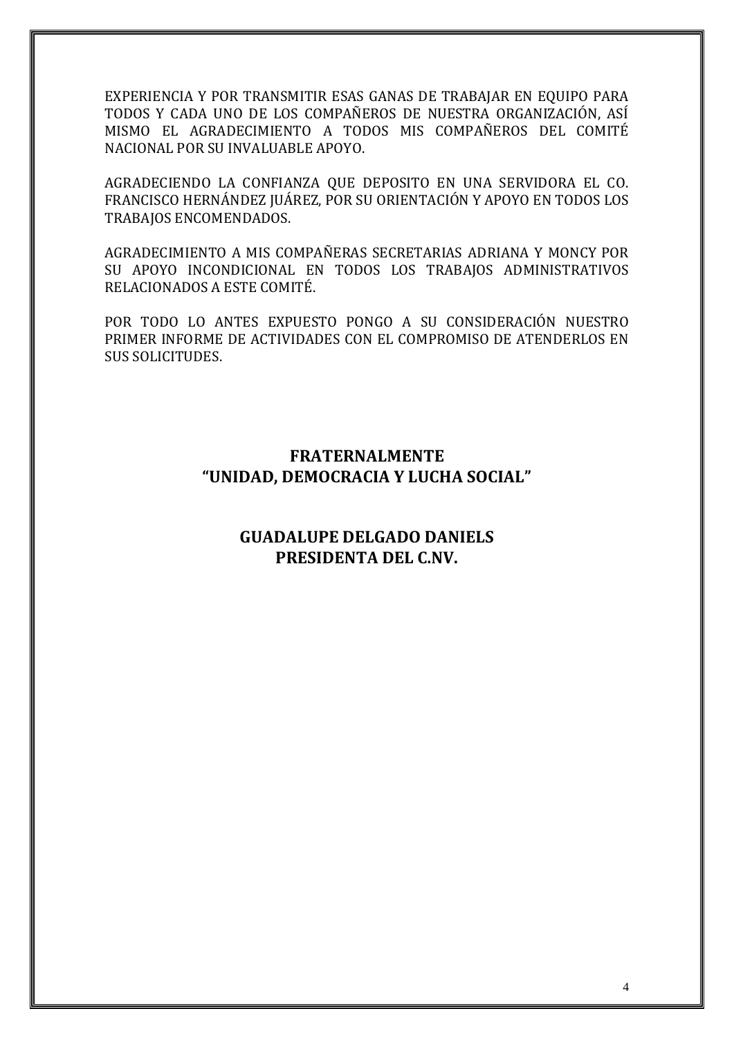EXPERIENCIA Y POR TRANSMITIR ESAS GANAS DE TRABAJAR EN EQUIPO PARA TODOS Y CADA UNO DE LOS COMPAÑEROS DE NUESTRA ORGANIZACIÓN, ASÍ MISMO EL AGRADECIMIENTO A TODOS MIS COMPAÑEROS DEL COMITÉ NACIONAL POR SU INVALUABLE APOYO.

AGRADECIENDO LA CONFIANZA QUE DEPOSITO EN UNA SERVIDORA EL CO. FRANCISCO HERNÁNDEZ JUÁREZ, POR SU ORIENTACIÓN Y APOYO EN TODOS LOS TRABAJOS ENCOMENDADOS.

AGRADECIMIENTO A MIS COMPAÑERAS SECRETARIAS ADRIANA Y MONCY POR SU APOYO INCONDICIONAL EN TODOS LOS TRABAJOS ADMINISTRATIVOS RELACIONADOS A ESTE COMITÉ.

POR TODO LO ANTES EXPUESTO PONGO A SU CONSIDERACIÓN NUESTRO PRIMER INFORME DE ACTIVIDADES CON EL COMPROMISO DE ATENDERLOS EN SUS SOLICITUDES.

**FRATERNALMENTE**
**"UNIDAD, DEMOCRACIA Y LUCHA SOCIAL"**

**GUADALUPE DELGADO DANIELS**
**PRESIDENTA DEL C.NV.**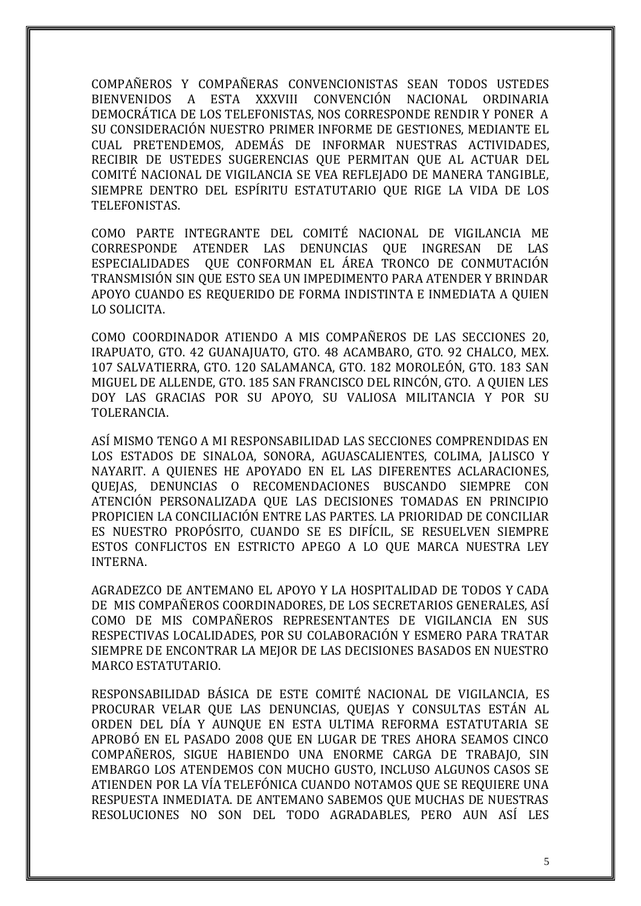COMPAÑEROS Y COMPAÑERAS CONVENCIONISTAS SEAN TODOS USTEDES BIENVENIDOS A ESTA XXXVIII CONVENCIÓN NACIONAL ORDINARIA DEMOCRÁTICA DE LOS TELEFONISTAS, NOS CORRESPONDE RENDIR Y PONER A SU CONSIDERACIÓN NUESTRO PRIMER INFORME DE GESTIONES, MEDIANTE EL CUAL PRETENDEMOS, ADEMÁS DE INFORMAR NUESTRAS ACTIVIDADES, RECIBIR DE USTEDES SUGERENCIAS QUE PERMITAN QUE AL ACTUAR DEL COMITÉ NACIONAL DE VIGILANCIA SE VEA REFLEJADO DE MANERA TANGIBLE, SIEMPRE DENTRO DEL ESPÍRITU ESTATUTARIO QUE RIGE LA VIDA DE LOS TELEFONISTAS.

COMO PARTE INTEGRANTE DEL COMITÉ NACIONAL DE VIGILANCIA ME CORRESPONDE ATENDER LAS DENUNCIAS QUE INGRESAN DE LAS ESPECIALIDADES QUE CONFORMAN EL ÁREA TRONCO DE CONMUTACIÓN TRANSMISIÓN SIN QUE ESTO SEA UN IMPEDIMENTO PARA ATENDER Y BRINDAR APOYO CUANDO ES REQUERIDO DE FORMA INDISTINTA E INMEDIATA A QUIEN LO SOLICITA.

COMO COORDINADOR ATIENDO A MIS COMPAÑEROS DE LAS SECCIONES 20, IRAPUATO, GTO. 42 GUANAJUATO, GTO. 48 ACAMBARO, GTO. 92 CHALCO, MEX. 107 SALVATIERRA, GTO. 120 SALAMANCA, GTO. 182 MOROLEÓN, GTO. 183 SAN MIGUEL DE ALLENDE, GTO. 185 SAN FRANCISCO DEL RINCÓN, GTO. A QUIEN LES DOY LAS GRACIAS POR SU APOYO, SU VALIOSA MILITANCIA Y POR SU TOLERANCIA.

ASÍ MISMO TENGO A MI RESPONSABILIDAD LAS SECCIONES COMPRENDIDAS EN LOS ESTADOS DE SINALOA, SONORA, AGUASCALIENTES, COLIMA, JALISCO Y NAYARIT. A QUIENES HE APOYADO EN EL LAS DIFERENTES ACLARACIONES, QUEJAS, DENUNCIAS O RECOMENDACIONES BUSCANDO SIEMPRE CON ATENCIÓN PERSONALIZADA QUE LAS DECISIONES TOMADAS EN PRINCIPIO PROPICIEN LA CONCILIACIÓN ENTRE LAS PARTES. LA PRIORIDAD DE CONCILIAR ES NUESTRO PROPÓSITO, CUANDO SE ES DIFÍCIL, SE RESUELVEN SIEMPRE ESTOS CONFLICTOS EN ESTRICTO APEGO A LO QUE MARCA NUESTRA LEY INTERNA.

AGRADEZCO DE ANTEMANO EL APOYO Y LA HOSPITALIDAD DE TODOS Y CADA DE MIS COMPAÑEROS COORDINADORES, DE LOS SECRETARIOS GENERALES, ASÍ COMO DE MIS COMPAÑEROS REPRESENTANTES DE VIGILANCIA EN SUS RESPECTIVAS LOCALIDADES, POR SU COLABORACIÓN Y ESMERO PARA TRATAR SIEMPRE DE ENCONTRAR LA MEJOR DE LAS DECISIONES BASADOS EN NUESTRO MARCO ESTATUTARIO.

RESPONSABILIDAD BÁSICA DE ESTE COMITÉ NACIONAL DE VIGILANCIA, ES PROCURAR VELAR QUE LAS DENUNCIAS, QUEJAS Y CONSULTAS ESTÁN AL ORDEN DEL DÍA Y AUNQUE EN ESTA ULTIMA REFORMA ESTATUTARIA SE APROBÓ EN EL PASADO 2008 QUE EN LUGAR DE TRES AHORA SEAMOS CINCO COMPAÑEROS, SIGUE HABIENDO UNA ENORME CARGA DE TRABAJO, SIN EMBARGO LOS ATENDEMOS CON MUCHO GUSTO, INCLUSO ALGUNOS CASOS SE ATIENDEN POR LA VÍA TELEFÓNICA CUANDO NOTAMOS QUE SE REQUIERE UNA RESPUESTA INMEDIATA. DE ANTEMANO SABEMOS QUE MUCHAS DE NUESTRAS RESOLUCIONES NO SON DEL TODO AGRADABLES, PERO AUN ASÍ LES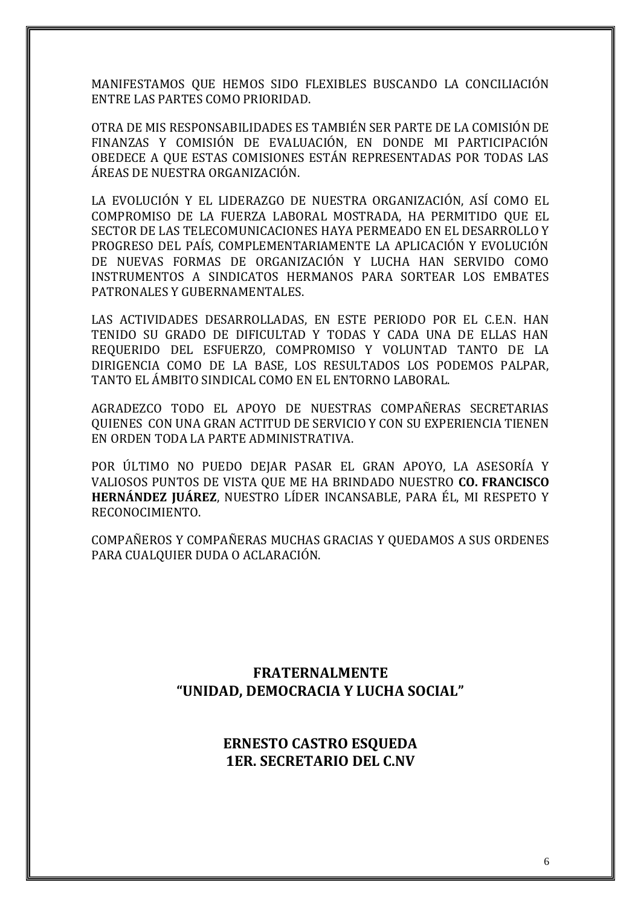MANIFESTAMOS QUE HEMOS SIDO FLEXIBLES BUSCANDO LA CONCILIACIÓN ENTRE LAS PARTES COMO PRIORIDAD.

OTRA DE MIS RESPONSABILIDADES ES TAMBIÉN SER PARTE DE LA COMISIÓN DE FINANZAS Y COMISIÓN DE EVALUACIÓN, EN DONDE MI PARTICIPACIÓN OBEDECE A QUE ESTAS COMISIONES ESTÁN REPRESENTADAS POR TODAS LAS ÁREAS DE NUESTRA ORGANIZACIÓN.

LA EVOLUCIÓN Y EL LIDERAZGO DE NUESTRA ORGANIZACIÓN, ASÍ COMO EL COMPROMISO DE LA FUERZA LABORAL MOSTRADA, HA PERMITIDO QUE EL SECTOR DE LAS TELECOMUNICACIONES HAYA PERMEADO EN EL DESARROLLO Y PROGRESO DEL PAÍS, COMPLEMENTARIAMENTE LA APLICACIÓN Y EVOLUCIÓN DE NUEVAS FORMAS DE ORGANIZACIÓN Y LUCHA HAN SERVIDO COMO INSTRUMENTOS A SINDICATOS HERMANOS PARA SORTEAR LOS EMBATES PATRONALES Y GUBERNAMENTALES.

LAS ACTIVIDADES DESARROLLADAS, EN ESTE PERIODO POR EL C.E.N. HAN TENIDO SU GRADO DE DIFICULTAD Y TODAS Y CADA UNA DE ELLAS HAN REQUERIDO DEL ESFUERZO, COMPROMISO Y VOLUNTAD TANTO DE LA DIRIGENCIA COMO DE LA BASE, LOS RESULTADOS LOS PODEMOS PALPAR, TANTO EL ÁMBITO SINDICAL COMO EN EL ENTORNO LABORAL.

AGRADEZCO TODO EL APOYO DE NUESTRAS COMPAÑERAS SECRETARIAS QUIENES CON UNA GRAN ACTITUD DE SERVICIO Y CON SU EXPERIENCIA TIENEN EN ORDEN TODA LA PARTE ADMINISTRATIVA.

POR ÚLTIMO NO PUEDO DEJAR PASAR EL GRAN APOYO, LA ASESORÍA Y VALIOSOS PUNTOS DE VISTA QUE ME HA BRINDADO NUESTRO **CO. FRANCISCO HERNÁNDEZ JUÁREZ**, NUESTRO LÍDER INCANSABLE, PARA ÉL, MI RESPETO Y RECONOCIMIENTO.

COMPAÑEROS Y COMPAÑERAS MUCHAS GRACIAS Y QUEDAMOS A SUS ORDENES PARA CUALQUIER DUDA O ACLARACIÓN.

**FRATERNALMENTE**
**"UNIDAD, DEMOCRACIA Y LUCHA SOCIAL"**

**ERNESTO CASTRO ESQUEDA**
**1ER. SECRETARIO DEL C.NV**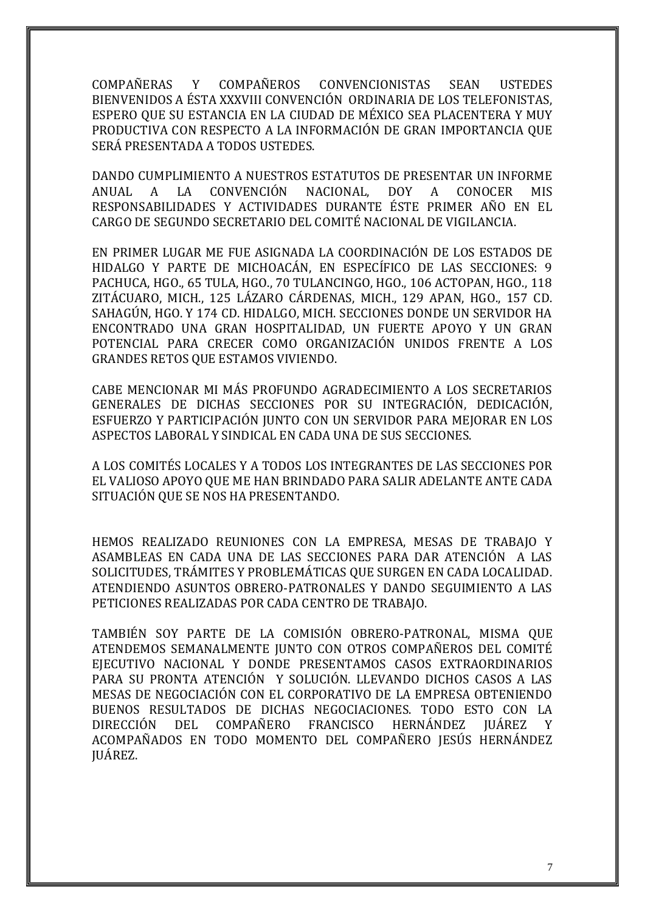COMPAÑERAS Y COMPAÑEROS CONVENCIONISTAS SEAN USTEDES BIENVENIDOS A ÉSTA XXXVIII CONVENCIÓN ORDINARIA DE LOS TELEFONISTAS, ESPERO QUE SU ESTANCIA EN LA CIUDAD DE MÉXICO SEA PLACENTERA Y MUY PRODUCTIVA CON RESPECTO A LA INFORMACIÓN DE GRAN IMPORTANCIA QUE SERÁ PRESENTADA A TODOS USTEDES.

DANDO CUMPLIMIENTO A NUESTROS ESTATUTOS DE PRESENTAR UN INFORME ANUAL A LA CONVENCIÓN NACIONAL, DOY A CONOCER MIS RESPONSABILIDADES Y ACTIVIDADES DURANTE ÉSTE PRIMER AÑO EN EL CARGO DE SEGUNDO SECRETARIO DEL COMITÉ NACIONAL DE VIGILANCIA.

EN PRIMER LUGAR ME FUE ASIGNADA LA COORDINACIÓN DE LOS ESTADOS DE HIDALGO Y PARTE DE MICHOACÁN, EN ESPECÍFICO DE LAS SECCIONES: 9 PACHUCA, HGO., 65 TULA, HGO., 70 TULANCINGO, HGO., 106 ACTOPAN, HGO., 118 ZITÁCUARO, MICH., 125 LÁZARO CÁRDENAS, MICH., 129 APAN, HGO., 157 CD. SAHAGÚN, HGO. Y 174 CD. HIDALGO, MICH. SECCIONES DONDE UN SERVIDOR HA ENCONTRADO UNA GRAN HOSPITALIDAD, UN FUERTE APOYO Y UN GRAN POTENCIAL PARA CRECER COMO ORGANIZACIÓN UNIDOS FRENTE A LOS GRANDES RETOS QUE ESTAMOS VIVIENDO.

CABE MENCIONAR MI MÁS PROFUNDO AGRADECIMIENTO A LOS SECRETARIOS GENERALES DE DICHAS SECCIONES POR SU INTEGRACIÓN, DEDICACIÓN, ESFUERZO Y PARTICIPACIÓN JUNTO CON UN SERVIDOR PARA MEJORAR EN LOS ASPECTOS LABORAL Y SINDICAL EN CADA UNA DE SUS SECCIONES.

A LOS COMITÉS LOCALES Y A TODOS LOS INTEGRANTES DE LAS SECCIONES POR EL VALIOSO APOYO QUE ME HAN BRINDADO PARA SALIR ADELANTE ANTE CADA SITUACIÓN QUE SE NOS HA PRESENTANDO.

HEMOS REALIZADO REUNIONES CON LA EMPRESA, MESAS DE TRABAJO Y ASAMBLEAS EN CADA UNA DE LAS SECCIONES PARA DAR ATENCIÓN A LAS SOLICITUDES, TRÁMITES Y PROBLEMÁTICAS QUE SURGEN EN CADA LOCALIDAD. ATENDIENDO ASUNTOS OBRERO-PATRONALES Y DANDO SEGUIMIENTO A LAS PETICIONES REALIZADAS POR CADA CENTRO DE TRABAJO.

TAMBIÉN SOY PARTE DE LA COMISIÓN OBRERO-PATRONAL, MISMA QUE ATENDEMOS SEMANALMENTE JUNTO CON OTROS COMPAÑEROS DEL COMITÉ EJECUTIVO NACIONAL Y DONDE PRESENTAMOS CASOS EXTRAORDINARIOS PARA SU PRONTA ATENCIÓN Y SOLUCIÓN. LLEVANDO DICHOS CASOS A LAS MESAS DE NEGOCIACIÓN CON EL CORPORATIVO DE LA EMPRESA OBTENIENDO BUENOS RESULTADOS DE DICHAS NEGOCIACIONES. TODO ESTO CON LA DIRECCIÓN DEL COMPAÑERO FRANCISCO HERNÁNDEZ JUÁREZ Y ACOMPAÑADOS EN TODO MOMENTO DEL COMPAÑERO JESÚS HERNÁNDEZ JUÁREZ.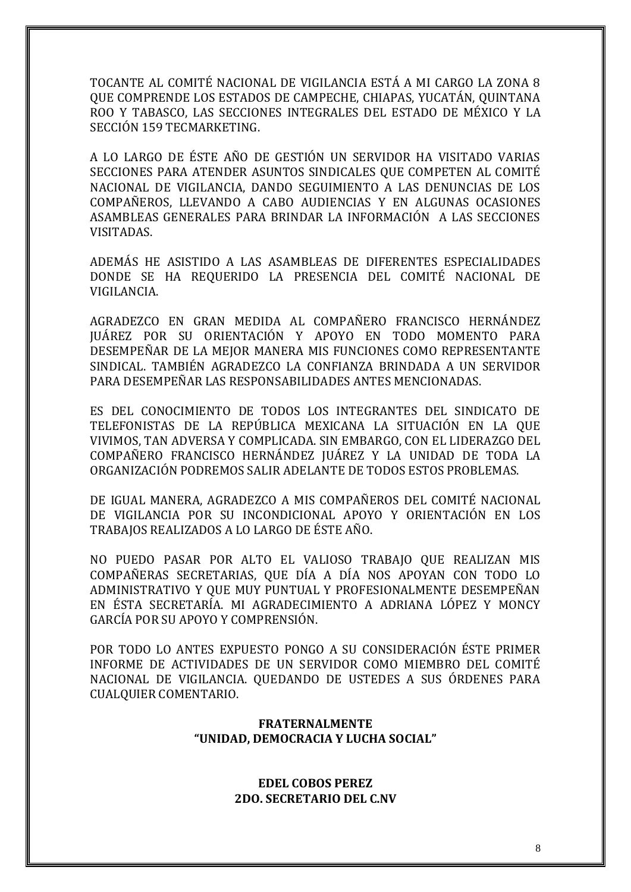TOCANTE AL COMITÉ NACIONAL DE VIGILANCIA ESTÁ A MI CARGO LA ZONA 8 QUE COMPRENDE LOS ESTADOS DE CAMPECHE, CHIAPAS, YUCATÁN, QUINTANA ROO Y TABASCO, LAS SECCIONES INTEGRALES DEL ESTADO DE MÉXICO Y LA SECCIÓN 159 TECMARKETING.

A LO LARGO DE ÉSTE AÑO DE GESTIÓN UN SERVIDOR HA VISITADO VARIAS SECCIONES PARA ATENDER ASUNTOS SINDICALES QUE COMPETEN AL COMITÉ NACIONAL DE VIGILANCIA, DANDO SEGUIMIENTO A LAS DENUNCIAS DE LOS COMPAÑEROS, LLEVANDO A CABO AUDIENCIAS Y EN ALGUNAS OCASIONES ASAMBLEAS GENERALES PARA BRINDAR LA INFORMACIÓN A LAS SECCIONES VISITADAS.

ADEMÁS HE ASISTIDO A LAS ASAMBLEAS DE DIFERENTES ESPECIALIDADES DONDE SE HA REQUERIDO LA PRESENCIA DEL COMITÉ NACIONAL DE VIGILANCIA.

AGRADEZCO EN GRAN MEDIDA AL COMPAÑERO FRANCISCO HERNÁNDEZ JUÁREZ POR SU ORIENTACIÓN Y APOYO EN TODO MOMENTO PARA DESEMPEÑAR DE LA MEJOR MANERA MIS FUNCIONES COMO REPRESENTANTE SINDICAL. TAMBIÉN AGRADEZCO LA CONFIANZA BRINDADA A UN SERVIDOR PARA DESEMPEÑAR LAS RESPONSABILIDADES ANTES MENCIONADAS.

ES DEL CONOCIMIENTO DE TODOS LOS INTEGRANTES DEL SINDICATO DE TELEFONISTAS DE LA REPÚBLICA MEXICANA LA SITUACIÓN EN LA QUE VIVIMOS, TAN ADVERSA Y COMPLICADA. SIN EMBARGO, CON EL LIDERAZGO DEL COMPAÑERO FRANCISCO HERNÁNDEZ JUÁREZ Y LA UNIDAD DE TODA LA ORGANIZACIÓN PODREMOS SALIR ADELANTE DE TODOS ESTOS PROBLEMAS.

DE IGUAL MANERA, AGRADEZCO A MIS COMPAÑEROS DEL COMITÉ NACIONAL DE VIGILANCIA POR SU INCONDICIONAL APOYO Y ORIENTACIÓN EN LOS TRABAJOS REALIZADOS A LO LARGO DE ÉSTE AÑO.

NO PUEDO PASAR POR ALTO EL VALIOSO TRABAJO QUE REALIZAN MIS COMPAÑERAS SECRETARIAS, QUE DÍA A DÍA NOS APOYAN CON TODO LO ADMINISTRATIVO Y QUE MUY PUNTUAL Y PROFESIONALMENTE DESEMPEÑAN EN ÉSTA SECRETARÍA. MI AGRADECIMIENTO A ADRIANA LÓPEZ Y MONCY GARCÍA POR SU APOYO Y COMPRENSIÓN.

POR TODO LO ANTES EXPUESTO PONGO A SU CONSIDERACIÓN ÉSTE PRIMER INFORME DE ACTIVIDADES DE UN SERVIDOR COMO MIEMBRO DEL COMITÉ NACIONAL DE VIGILANCIA. QUEDANDO DE USTEDES A SUS ÓRDENES PARA CUALQUIER COMENTARIO.

**FRATERNALMENTE**
**"UNIDAD, DEMOCRACIA Y LUCHA SOCIAL"**

**EDEL COBOS PEREZ**
**2DO. SECRETARIO DEL C.NV**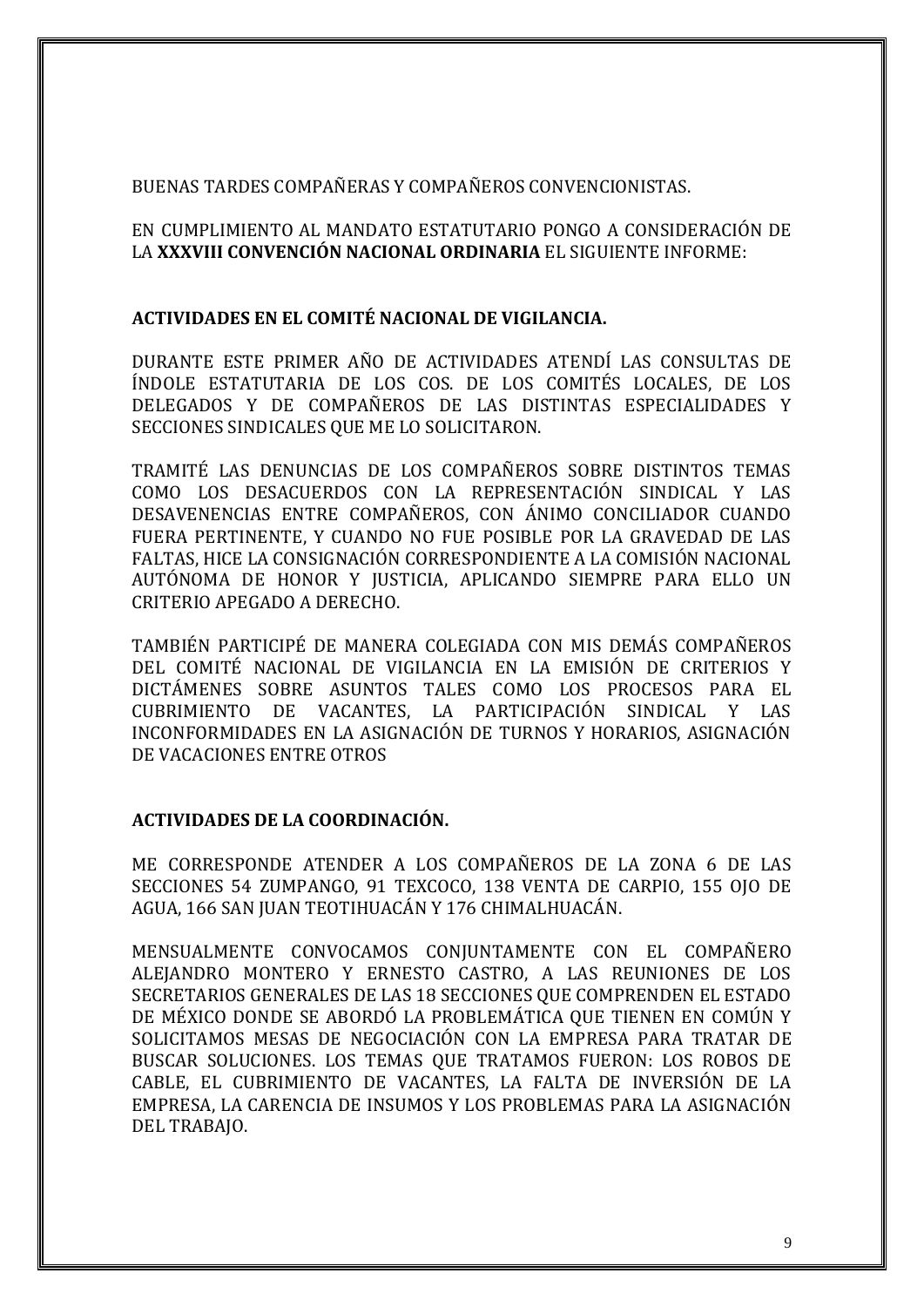BUENAS TARDES COMPAÑERAS Y COMPAÑEROS CONVENCIONISTAS.

EN CUMPLIMIENTO AL MANDATO ESTATUTARIO PONGO A CONSIDERACIÓN DE LA **XXXVIII CONVENCIÓN NACIONAL ORDINARIA** EL SIGUIENTE INFORME:

**ACTIVIDADES EN EL COMITÉ NACIONAL DE VIGILANCIA.**

DURANTE ESTE PRIMER AÑO DE ACTIVIDADES ATENDÍ LAS CONSULTAS DE ÍNDOLE ESTATUTARIA DE LOS COS. DE LOS COMITÉS LOCALES, DE LOS DELEGADOS Y DE COMPAÑEROS DE LAS DISTINTAS ESPECIALIDADES Y SECCIONES SINDICALES QUE ME LO SOLICITARON.

TRAMITÉ LAS DENUNCIAS DE LOS COMPAÑEROS SOBRE DISTINTOS TEMAS COMO LOS DESACUERDOS CON LA REPRESENTACIÓN SINDICAL Y LAS DESAVENENCIAS ENTRE COMPAÑEROS, CON ÁNIMO CONCILIADOR CUANDO FUERA PERTINENTE, Y CUANDO NO FUE POSIBLE POR LA GRAVEDAD DE LAS FALTAS, HICE LA CONSIGNACIÓN CORRESPONDIENTE A LA COMISIÓN NACIONAL AUTÓNOMA DE HONOR Y JUSTICIA, APLICANDO SIEMPRE PARA ELLO UN CRITERIO APEGADO A DERECHO.

TAMBIÉN PARTICIPÉ DE MANERA COLEGIADA CON MIS DEMÁS COMPAÑEROS DEL COMITÉ NACIONAL DE VIGILANCIA EN LA EMISIÓN DE CRITERIOS Y DICTÁMENES SOBRE ASUNTOS TALES COMO LOS PROCESOS PARA EL CUBRIMIENTO DE VACANTES, LA PARTICIPACIÓN SINDICAL Y LAS INCONFORMIDADES EN LA ASIGNACIÓN DE TURNOS Y HORARIOS, ASIGNACIÓN DE VACACIONES ENTRE OTROS

**ACTIVIDADES DE LA COORDINACIÓN.**

ME CORRESPONDE ATENDER A LOS COMPAÑEROS DE LA ZONA 6 DE LAS SECCIONES 54 ZUMPANGO, 91 TEXCOCO, 138 VENTA DE CARPIO, 155 OJO DE AGUA, 166 SAN JUAN TEOTIHUACÁN Y 176 CHIMALHUACÁN.

MENSUALMENTE CONVOCAMOS CONJUNTAMENTE CON EL COMPAÑERO ALEJANDRO MONTERO Y ERNESTO CASTRO, A LAS REUNIONES DE LOS SECRETARIOS GENERALES DE LAS 18 SECCIONES QUE COMPRENDEN EL ESTADO DE MÉXICO DONDE SE ABORDÓ LA PROBLEMÁTICA QUE TIENEN EN COMÚN Y SOLICITAMOS MESAS DE NEGOCIACIÓN CON LA EMPRESA PARA TRATAR DE BUSCAR SOLUCIONES. LOS TEMAS QUE TRATAMOS FUERON: LOS ROBOS DE CABLE, EL CUBRIMIENTO DE VACANTES, LA FALTA DE INVERSIÓN DE LA EMPRESA, LA CARENCIA DE INSUMOS Y LOS PROBLEMAS PARA LA ASIGNACIÓN DEL TRABAJO.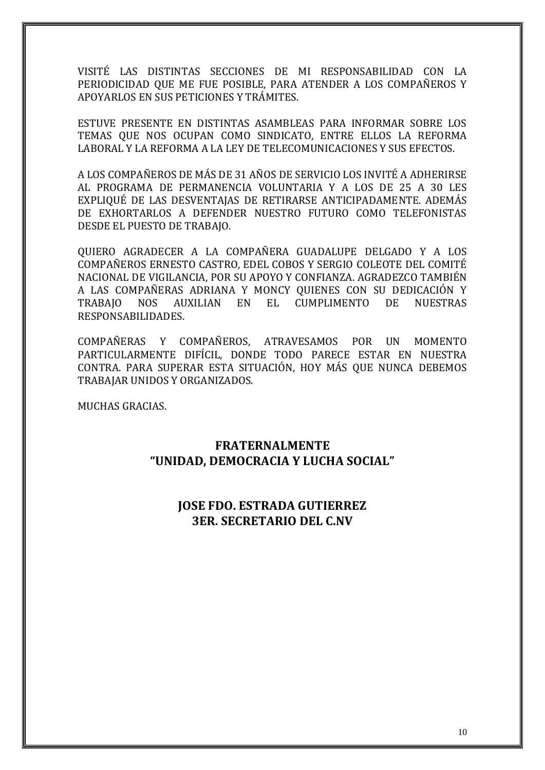VISITÉ LAS DISTINTAS SECCIONES DE MI RESPONSABILIDAD CON LA PERIODICIDAD QUE ME FUE POSIBLE, PARA ATENDER A LOS COMPAÑEROS Y APOYARLOS EN SUS PETICIONES Y TRÁMITES.

ESTUVE PRESENTE EN DISTINTAS ASAMBLEAS PARA INFORMAR SOBRE LOS TEMAS QUE NOS OCUPAN COMO SINDICATO, ENTRE ELLOS LA REFORMA LABORAL Y LA REFORMA A LA LEY DE TELECOMUNICACIONES Y SUS EFECTOS.

A LOS COMPAÑEROS DE MÁS DE 31 AÑOS DE SERVICIO LOS INVITÉ A ADHERIRSE AL PROGRAMA DE PERMANENCIA VOLUNTARIA Y A LOS DE 25 A 30 LES EXPLIQUÉ DE LAS DESVENTAJAS DE RETIRARSE ANTICIPADAMENTE. ADEMÁS DE EXHORTARLOS A DEFENDER NUESTRO FUTURO COMO TELEFONISTAS DESDE EL PUESTO DE TRABAJO.

QUIERO AGRADECER A LA COMPAÑERA GUADALUPE DELGADO Y A LOS COMPAÑEROS ERNESTO CASTRO, EDEL COBOS Y SERGIO COLEOTE DEL COMITÉ NACIONAL DE VIGILANCIA, POR SU APOYO Y CONFIANZA. AGRADEZCO TAMBIÉN A LAS COMPAÑERAS ADRIANA Y MONCY QUIENES CON SU DEDICACIÓN Y TRABAJO NOS AUXILIAN EN EL CUMPLIMENTO DE NUESTRAS RESPONSABILIDADES.

COMPAÑERAS Y COMPAÑEROS, ATRAVESAMOS POR UN MOMENTO PARTICULARMENTE DIFÍCIL, DONDE TODO PARECE ESTAR EN NUESTRA CONTRA. PARA SUPERAR ESTA SITUACIÓN, HOY MÁS QUE NUNCA DEBEMOS TRABAJAR UNIDOS Y ORGANIZADOS.

MUCHAS GRACIAS.

**FRATERNALMENTE**
**“UNIDAD, DEMOCRACIA Y LUCHA SOCIAL”**

**JOSE FDO. ESTRADA GUTIERREZ**
**3ER. SECRETARIO DEL C.NV**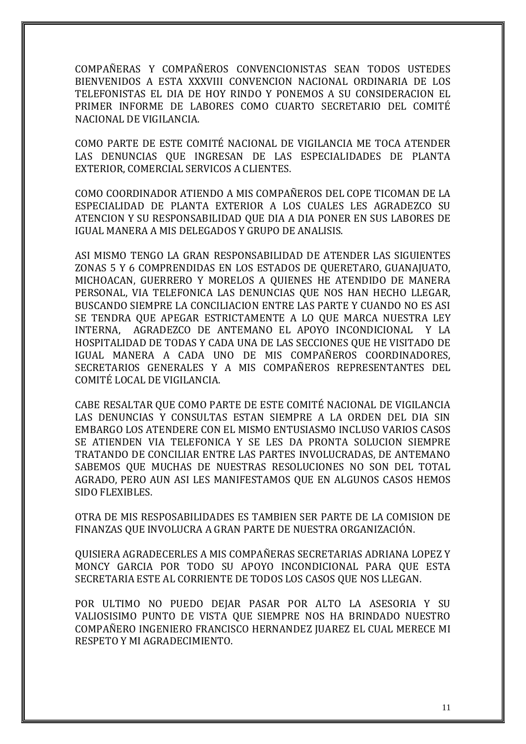COMPAÑERAS Y COMPAÑEROS CONVENCIONISTAS SEAN TODOS USTEDES BIENVENIDOS A ESTA XXXVIII CONVENCION NACIONAL ORDINARIA DE LOS TELEFONISTAS EL DIA DE HOY RINDO Y PONEMOS A SU CONSIDERACION EL PRIMER INFORME DE LABORES COMO CUARTO SECRETARIO DEL COMITÉ NACIONAL DE VIGILANCIA.

COMO PARTE DE ESTE COMITÉ NACIONAL DE VIGILANCIA ME TOCA ATENDER LAS DENUNCIAS QUE INGRESAN DE LAS ESPECIALIDADES DE PLANTA EXTERIOR, COMERCIAL SERVICOS A CLIENTES.

COMO COORDINADOR ATIENDO A MIS COMPAÑEROS DEL COPE TICOMAN DE LA ESPECIALIDAD DE PLANTA EXTERIOR A LOS CUALES LES AGRADEZCO SU ATENCION Y SU RESPONSABILIDAD QUE DIA A DIA PONER EN SUS LABORES DE IGUAL MANERA A MIS DELEGADOS Y GRUPO DE ANALISIS.

ASI MISMO TENGO LA GRAN RESPONSABILIDAD DE ATENDER LAS SIGUIENTES ZONAS 5 Y 6 COMPRENDIDAS EN LOS ESTADOS DE QUERETARO, GUANAJUATO, MICHOACAN, GUERRERO Y MORELOS A QUIENES HE ATENDIDO DE MANERA PERSONAL, VIA TELEFONICA LAS DENUNCIAS QUE NOS HAN HECHO LLEGAR, BUSCANDO SIEMPRE LA CONCILIACION ENTRE LAS PARTE Y CUANDO NO ES ASI SE TENDRA QUE APEGAR ESTRICTAMENTE A LO QUE MARCA NUESTRA LEY INTERNA, AGRADEZCO DE ANTEMANO EL APOYO INCONDICIONAL Y LA HOSPITALIDAD DE TODAS Y CADA UNA DE LAS SECCIONES QUE HE VISITADO DE IGUAL MANERA A CADA UNO DE MIS COMPAÑEROS COORDINADORES, SECRETARIOS GENERALES Y A MIS COMPAÑEROS REPRESENTANTES DEL COMITÉ LOCAL DE VIGILANCIA.

CABE RESALTAR QUE COMO PARTE DE ESTE COMITÉ NACIONAL DE VIGILANCIA LAS DENUNCIAS Y CONSULTAS ESTAN SIEMPRE A LA ORDEN DEL DIA SIN EMBARGO LOS ATENDERE CON EL MISMO ENTUSIASMO INCLUSO VARIOS CASOS SE ATIENDEN VIA TELEFONICA Y SE LES DA PRONTA SOLUCION SIEMPRE TRATANDO DE CONCILIAR ENTRE LAS PARTES INVOLUCRADAS, DE ANTEMANO SABEMOS QUE MUCHAS DE NUESTRAS RESOLUCIONES NO SON DEL TOTAL AGRADO, PERO AUN ASI LES MANIFESTAMOS QUE EN ALGUNOS CASOS HEMOS SIDO FLEXIBLES.

OTRA DE MIS RESPOSABILIDADES ES TAMBIEN SER PARTE DE LA COMISION DE FINANZAS QUE INVOLUCRA A GRAN PARTE DE NUESTRA ORGANIZACIÓN.

QUISIERA AGRADECERLES A MIS COMPAÑERAS SECRETARIAS ADRIANA LOPEZ Y MONCY GARCIA POR TODO SU APOYO INCONDICIONAL PARA QUE ESTA SECRETARIA ESTE AL CORRIENTE DE TODOS LOS CASOS QUE NOS LLEGAN.

POR ULTIMO NO PUEDO DEJAR PASAR POR ALTO LA ASESORIA Y SU VALIOSISIMO PUNTO DE VISTA QUE SIEMPRE NOS HA BRINDADO NUESTRO COMPAÑERO INGENIERO FRANCISCO HERNANDEZ JUAREZ EL CUAL MERECE MI RESPETO Y MI AGRADECIMIENTO.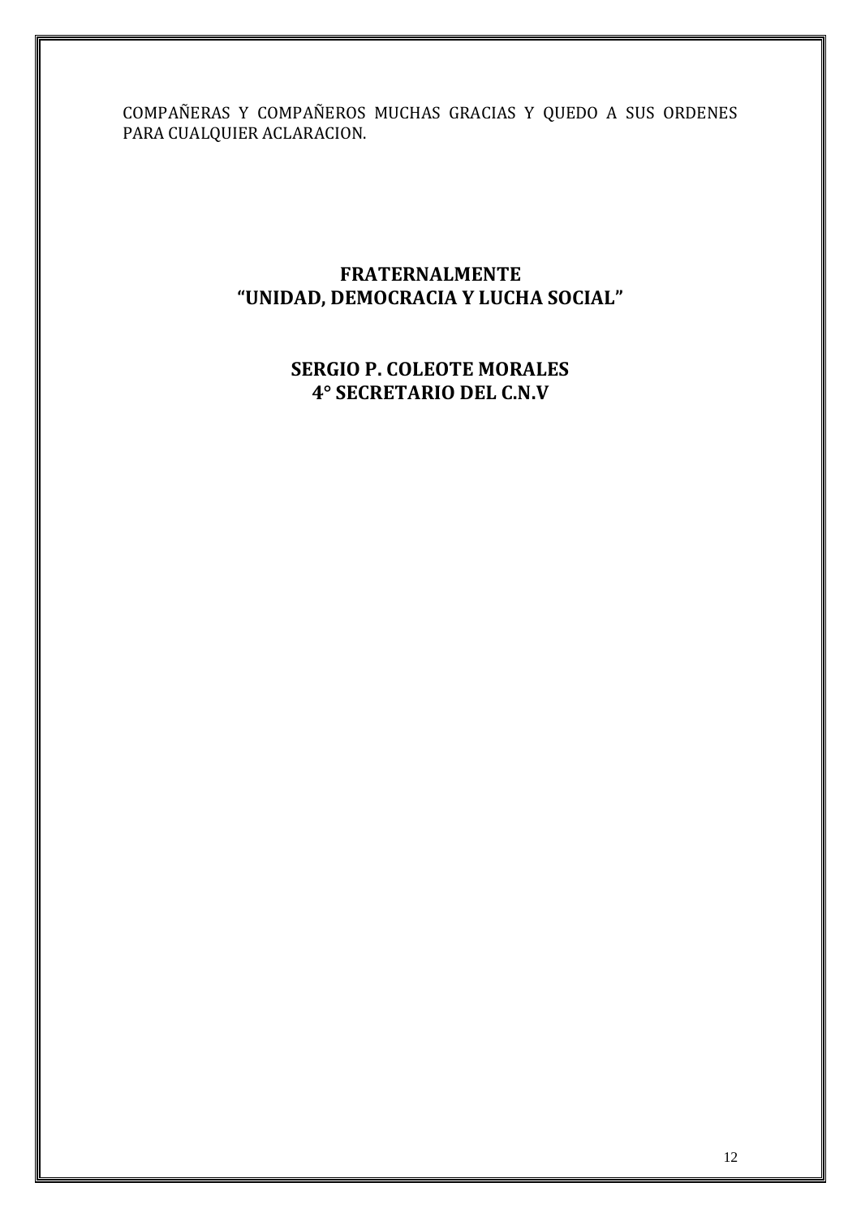COMPAÑERAS Y COMPAÑEROS MUCHAS GRACIAS Y QUEDO A SUS ORDENES PARA CUALQUIER ACLARACION.

**FRATERNALMENTE**
**"UNIDAD, DEMOCRACIA Y LUCHA SOCIAL"**

**SERGIO P. COLEOTE MORALES**
**4° SECRETARIO DEL C.N.V**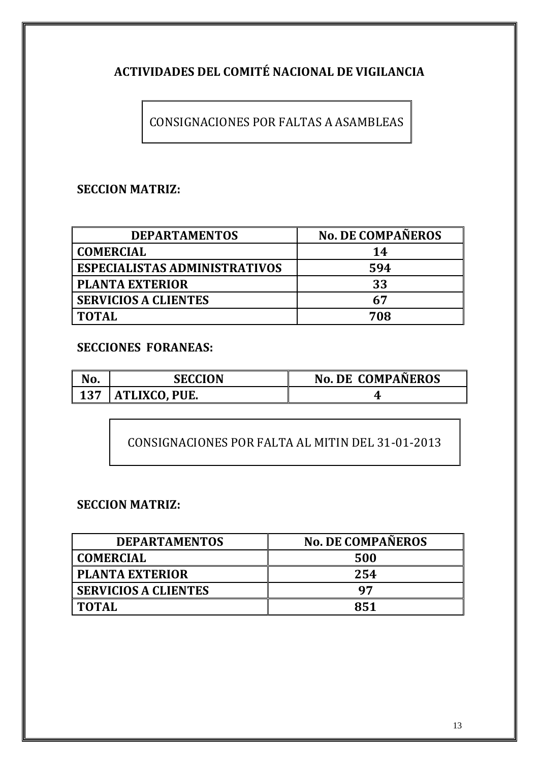# ACTIVIDADES DEL COMITÉ NACIONAL DE VIGILANCIA

## CONSIGNACIONES POR FALTAS A ASAMBLEAS

**SECCION MATRIZ:**

| DEPARTAMENTOS | No. DE COMPAÑEROS |
|---|---|
| COMERCIAL | 14 |
| ESPECIALISTAS ADMINISTRATIVOS | 594 |
| PLANTA EXTERIOR | 33 |
| SERVICIOS A CLIENTES | 67 |
| TOTAL | 708 |

**SECCIONES FORANEAS:**

| No. | SECCION | No. DE COMPAÑEROS |
|---|---|---|
| 137 | ATLIXCO, PUE. | 4 |

## CONSIGNACIONES POR FALTA AL MITIN DEL 31-01-2013

**SECCION MATRIZ:**

| DEPARTAMENTOS | No. DE COMPAÑEROS |
|---|---|
| COMERCIAL | 500 |
| PLANTA EXTERIOR | 254 |
| SERVICIOS A CLIENTES | 97 |
| TOTAL | 851 |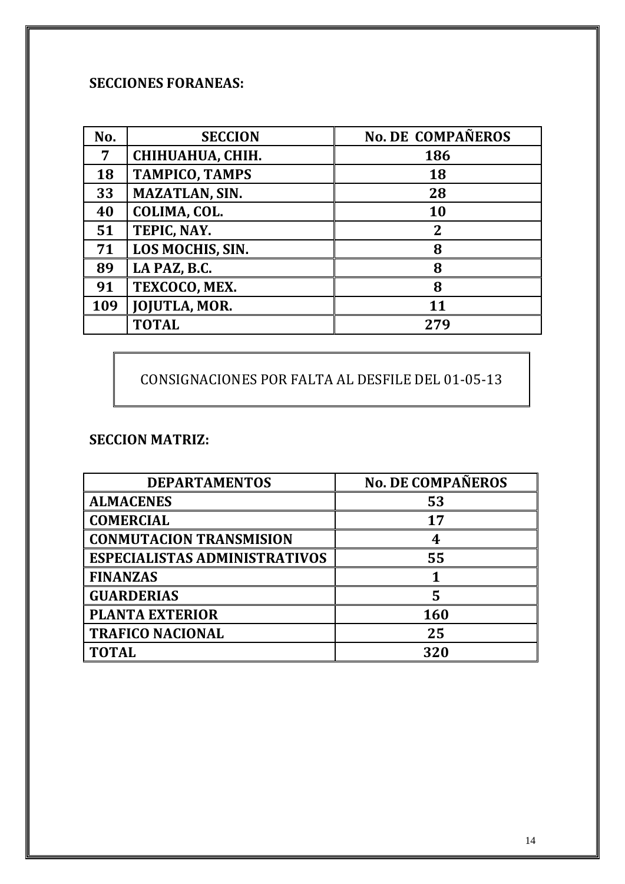**SECCIONES FORANEAS:**

| No. | SECCION | No. DE COMPAÑEROS |
|---|---|---|
| 7 | CHIHUAHUA, CHIH. | 186 |
| 18 | TAMPICO, TAMPS | 18 |
| 33 | MAZATLAN, SIN. | 28 |
| 40 | COLIMA, COL. | 10 |
| 51 | TEPIC, NAY. | 2 |
| 71 | LOS MOCHIS, SIN. | 8 |
| 89 | LA PAZ, B.C. | 8 |
| 91 | TEXCOCO, MEX. | 8 |
| 109 | JOJUTLA, MOR. | 11 |
| | TOTAL | 279 |

CONSIGNACIONES POR FALTA AL DESFILE DEL 01-05-13

**SECCION MATRIZ:**

| DEPARTAMENTOS | No. DE COMPAÑEROS |
|---|---|
| ALMACENES | 53 |
| COMERCIAL | 17 |
| CONMUTACION TRANSMISION | 4 |
| ESPECIALISTAS ADMINISTRATIVOS | 55 |
| FINANZAS | 1 |
| GUARDERIAS | 5 |
| PLANTA EXTERIOR | 160 |
| TRAFICO NACIONAL | 25 |
| TOTAL | 320 |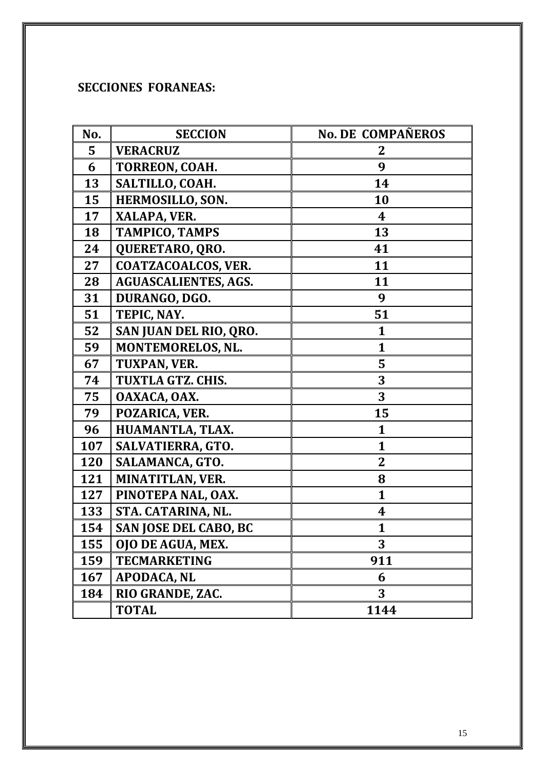**SECCIONES FORANEAS:**

| No. | SECCION | No. DE COMPAÑEROS |
|---|---|---|
| 5 | VERACRUZ | 2 |
| 6 | TORREON, COAH. | 9 |
| 13 | SALTILLO, COAH. | 14 |
| 15 | HERMOSILLO, SON. | 10 |
| 17 | XALAPA, VER. | 4 |
| 18 | TAMPICO, TAMPS | 13 |
| 24 | QUERETARO, QRO. | 41 |
| 27 | COATZACOALCOS, VER. | 11 |
| 28 | AGUASCALIENTES, AGS. | 11 |
| 31 | DURANGO, DGO. | 9 |
| 51 | TEPIC, NAY. | 51 |
| 52 | SAN JUAN DEL RIO, QRO. | 1 |
| 59 | MONTEMORELOS, NL. | 1 |
| 67 | TUXPAN, VER. | 5 |
| 74 | TUXTLA GTZ. CHIS. | 3 |
| 75 | OAXACA, OAX. | 3 |
| 79 | POZARICA, VER. | 15 |
| 96 | HUAMANTLA, TLAX. | 1 |
| 107 | SALVATIERRA, GTO. | 1 |
| 120 | SALAMANCA, GTO. | 2 |
| 121 | MINATITLAN, VER. | 8 |
| 127 | PINOTEPA NAL, OAX. | 1 |
| 133 | STA. CATARINA, NL. | 4 |
| 154 | SAN JOSE DEL CABO, BC | 1 |
| 155 | OJO DE AGUA, MEX. | 3 |
| 159 | TECMARKETING | 911 |
| 167 | APODACA, NL | 6 |
| 184 | RIO GRANDE, ZAC. | 3 |
| | TOTAL | 1144 |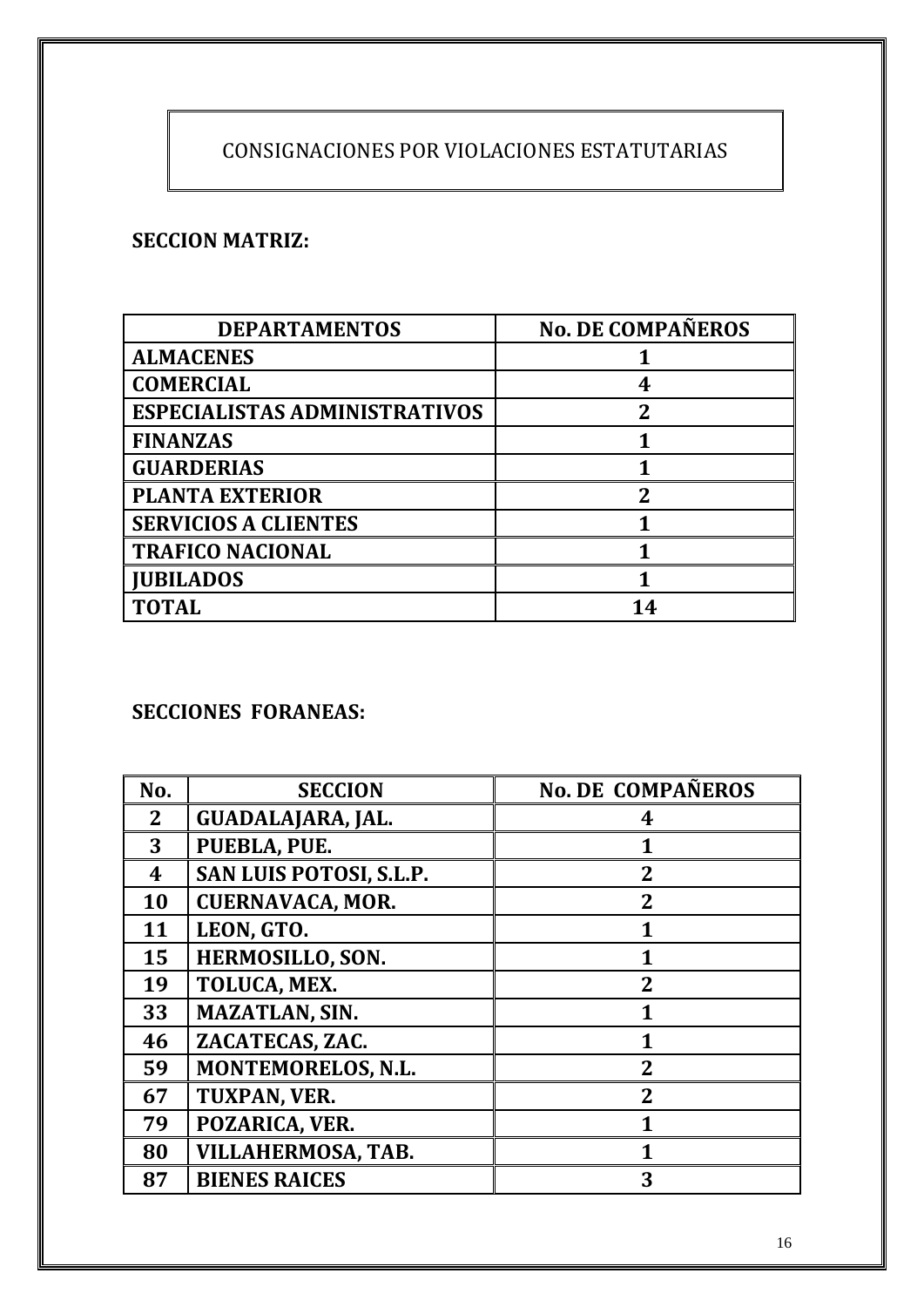# CONSIGNACIONES POR VIOLACIONES ESTATUTARIAS

**SECCION MATRIZ:**

| DEPARTAMENTOS | No. DE COMPAÑEROS |
|---|---|
| **ALMACENES** | **1** |
| **COMERCIAL** | **4** |
| **ESPECIALISTAS ADMINISTRATIVOS** | **2** |
| **FINANZAS** | **1** |
| **GUARDERIAS** | **1** |
| **PLANTA EXTERIOR** | **2** |
| **SERVICIOS A CLIENTES** | **1** |
| **TRAFICO NACIONAL** | **1** |
| **JUBILADOS** | **1** |
| **TOTAL** | **14** |

**SECCIONES FORANEAS:**

| No. | SECCION | No. DE COMPAÑEROS |
|---|---|---|
| **2** | **GUADALAJARA, JAL.** | **4** |
| **3** | **PUEBLA, PUE.** | **1** |
| **4** | **SAN LUIS POTOSI, S.L.P.** | **2** |
| **10** | **CUERNAVACA, MOR.** | **2** |
| **11** | **LEON, GTO.** | **1** |
| **15** | **HERMOSILLO, SON.** | **1** |
| **19** | **TOLUCA, MEX.** | **2** |
| **33** | **MAZATLAN, SIN.** | **1** |
| **46** | **ZACATECAS, ZAC.** | **1** |
| **59** | **MONTEMORELOS, N.L.** | **2** |
| **67** | **TUXPAN, VER.** | **2** |
| **79** | **POZARICA, VER.** | **1** |
| **80** | **VILLAHERMOSA, TAB.** | **1** |
| **87** | **BIENES RAICES** | **3** |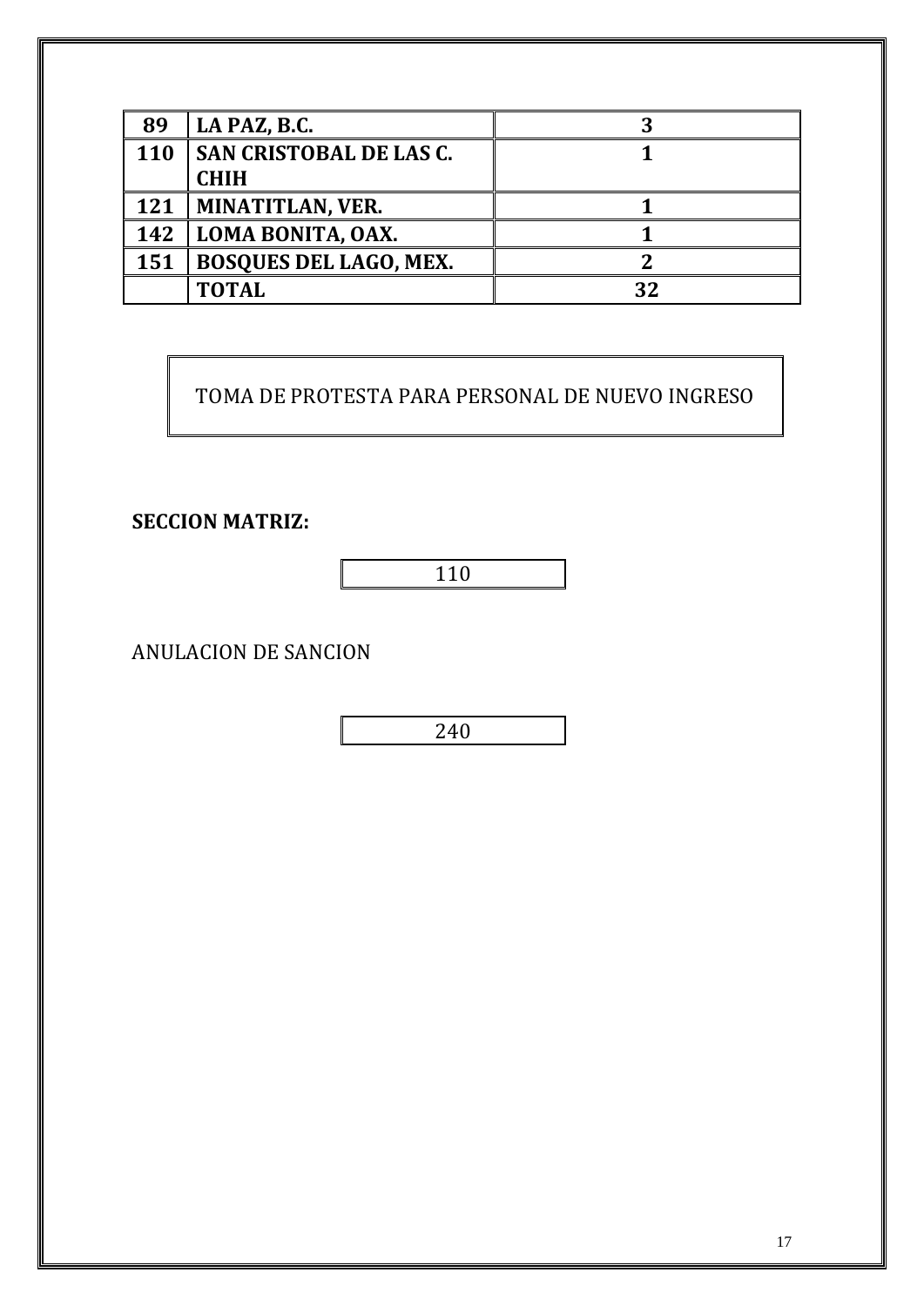| | | |
|---|---|---|
| **89** | **LA PAZ, B.C.** | **3** |
| **110** | **SAN CRISTOBAL DE LAS C. CHIH** | **1** |
| **121** | **MINATITLAN, VER.** | **1** |
| **142** | **LOMA BONITA, OAX.** | **1** |
| **151** | **BOSQUES DEL LAGO, MEX.** | **2** |
| | **TOTAL** | **32** |

TOMA DE PROTESTA PARA PERSONAL DE NUEVO INGRESO

**SECCION MATRIZ:**

110

ANULACION DE SANCION

240